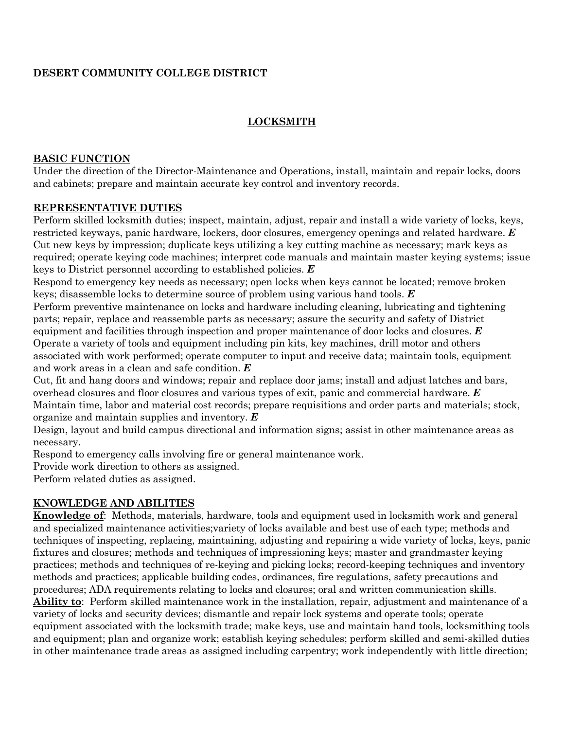**DESERT COMMUNITY COLLEGE DISTRICT**

# LOCKSMITH

## BASIC FUNCTION

Under the direction of the Director-Maintenance and Operations, install, maintain and repair locks, doors and cabinets; prepare and maintain accurate key control and inventory records.

## REPRESENTATIVE DUTIES

Perform skilled locksmith duties; inspect, maintain, adjust, repair and install a wide variety of locks, keys, restricted keyways, panic hardware, lockers, door closures, emergency openings and related hardware. ***E***

Cut new keys by impression; duplicate keys utilizing a key cutting machine as necessary; mark keys as required; operate keying code machines; interpret code manuals and maintain master keying systems; issue keys to District personnel according to established policies. ***E***

Respond to emergency key needs as necessary; open locks when keys cannot be located; remove broken keys; disassemble locks to determine source of problem using various hand tools. ***E***

Perform preventive maintenance on locks and hardware including cleaning, lubricating and tightening parts; repair, replace and reassemble parts as necessary; assure the security and safety of District equipment and facilities through inspection and proper maintenance of door locks and closures. ***E***

Operate a variety of tools and equipment including pin kits, key machines, drill motor and others associated with work performed; operate computer to input and receive data; maintain tools, equipment and work areas in a clean and safe condition. ***E***

Cut, fit and hang doors and windows; repair and replace door jams; install and adjust latches and bars, overhead closures and floor closures and various types of exit, panic and commercial hardware. ***E***

Maintain time, labor and material cost records; prepare requisitions and order parts and materials; stock, organize and maintain supplies and inventory. ***E***

Design, layout and build campus directional and information signs; assist in other maintenance areas as necessary.

Respond to emergency calls involving fire or general maintenance work.

Provide work direction to others as assigned.

Perform related duties as assigned.

## KNOWLEDGE AND ABILITIES

**Knowledge of**: Methods, materials, hardware, tools and equipment used in locksmith work and general and specialized maintenance activities;variety of locks available and best use of each type; methods and techniques of inspecting, replacing, maintaining, adjusting and repairing a wide variety of locks, keys, panic fixtures and closures; methods and techniques of impressioning keys; master and grandmaster keying practices; methods and techniques of re-keying and picking locks; record-keeping techniques and inventory methods and practices; applicable building codes, ordinances, fire regulations, safety precautions and procedures; ADA requirements relating to locks and closures; oral and written communication skills.

**Ability to**: Perform skilled maintenance work in the installation, repair, adjustment and maintenance of a variety of locks and security devices; dismantle and repair lock systems and operate tools; operate equipment associated with the locksmith trade; make keys, use and maintain hand tools, locksmithing tools and equipment; plan and organize work; establish keying schedules; perform skilled and semi-skilled duties in other maintenance trade areas as assigned including carpentry; work independently with little direction;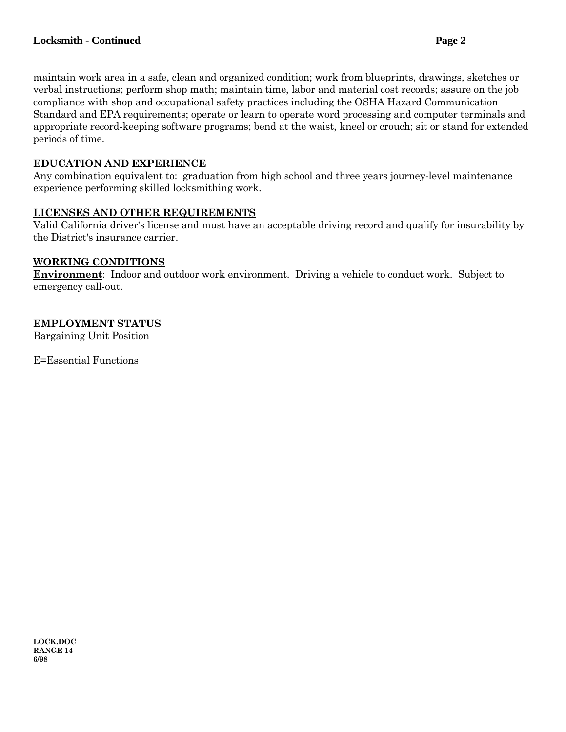maintain work area in a safe, clean and organized condition; work from blueprints, drawings, sketches or verbal instructions; perform shop math; maintain time, labor and material cost records; assure on the job compliance with shop and occupational safety practices including the OSHA Hazard Communication Standard and EPA requirements; operate or learn to operate word processing and computer terminals and appropriate record-keeping software programs; bend at the waist, kneel or crouch; sit or stand for extended periods of time.

## EDUCATION AND EXPERIENCE

Any combination equivalent to: graduation from high school and three years journey-level maintenance experience performing skilled locksmithing work.

## LICENSES AND OTHER REQUIREMENTS

Valid California driver's license and must have an acceptable driving record and qualify for insurability by the District's insurance carrier.

## WORKING CONDITIONS

**Environment**: Indoor and outdoor work environment. Driving a vehicle to conduct work. Subject to emergency call-out.

## EMPLOYMENT STATUS

Bargaining Unit Position

E=Essential Functions

**LOCK.DOC**
**RANGE 14**
**6/98**